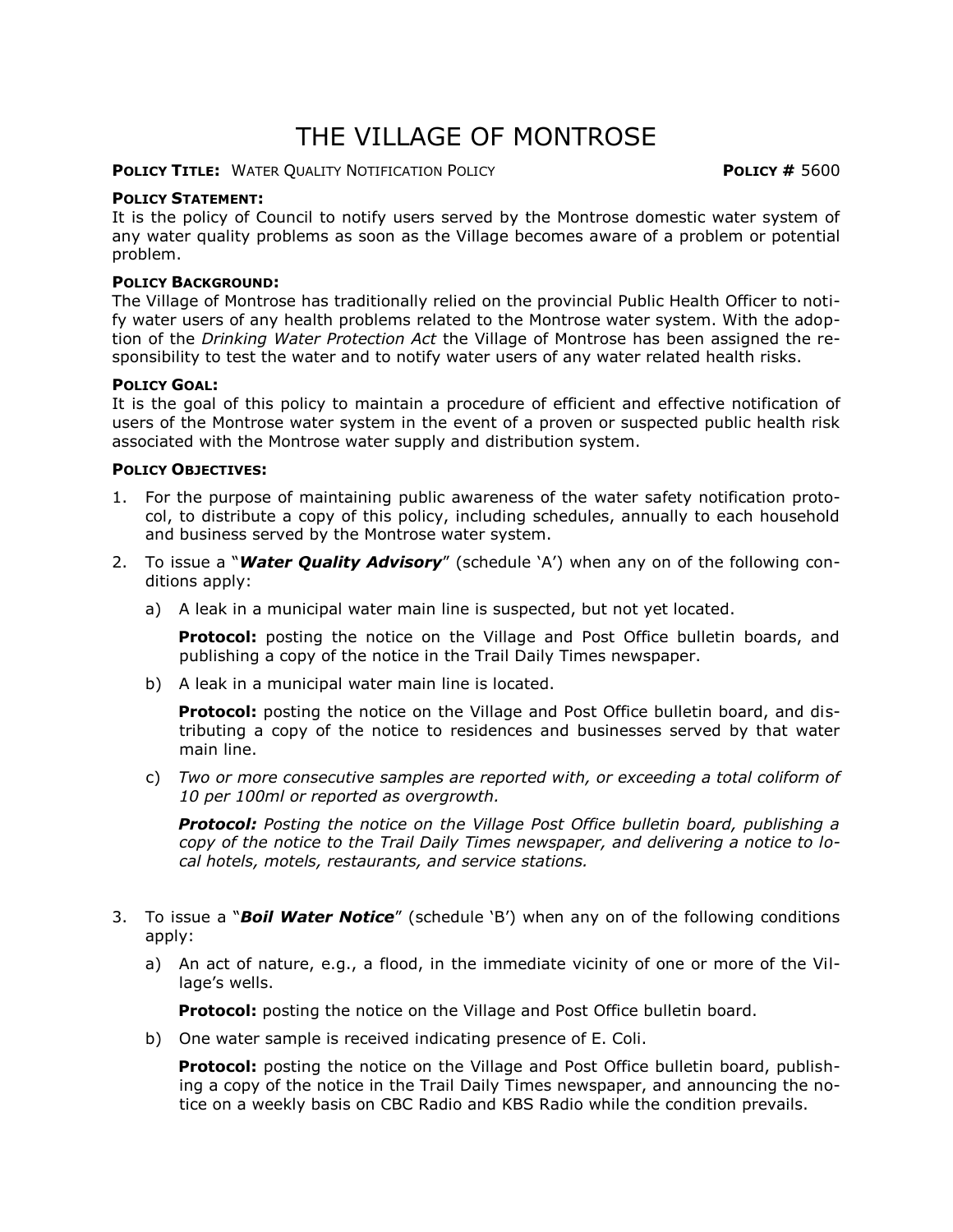# THE VILLAGE OF MONTROSE

**POLICY TITLE:** WATER QUALITY NOTIFICATION POLICY **POLICY #** 5600

**POLICY STATEMENT:**
It is the policy of Council to notify users served by the Montrose domestic water system of any water quality problems as soon as the Village becomes aware of a problem or potential problem.

**POLICY BACKGROUND:**
The Village of Montrose has traditionally relied on the provincial Public Health Officer to notify water users of any health problems related to the Montrose water system. With the adoption of the *Drinking Water Protection Act* the Village of Montrose has been assigned the responsibility to test the water and to notify water users of any water related health risks.

**POLICY GOAL:**
It is the goal of this policy to maintain a procedure of efficient and effective notification of users of the Montrose water system in the event of a proven or suspected public health risk associated with the Montrose water supply and distribution system.

**POLICY OBJECTIVES:**

1. For the purpose of maintaining public awareness of the water safety notification protocol, to distribute a copy of this policy, including schedules, annually to each household and business served by the Montrose water system.
2. To issue a "***Water Quality Advisory***" (schedule 'A') when any on of the following conditions apply:
   a) A leak in a municipal water main line is suspected, but not yet located.

      **Protocol:** posting the notice on the Village and Post Office bulletin boards, and publishing a copy of the notice in the Trail Daily Times newspaper.

   b) A leak in a municipal water main line is located.

      **Protocol:** posting the notice on the Village and Post Office bulletin board, and distributing a copy of the notice to residences and businesses served by that water main line.

   c) *Two or more consecutive samples are reported with, or exceeding a total coliform of 10 per 100ml or reported as overgrowth.*

      ***Protocol:*** *Posting the notice on the Village Post Office bulletin board, publishing a copy of the notice to the Trail Daily Times newspaper, and delivering a notice to local hotels, motels, restaurants, and service stations.*

3. To issue a "***Boil Water Notice***" (schedule 'B') when any on of the following conditions apply:
   a) An act of nature, e.g., a flood, in the immediate vicinity of one or more of the Village's wells.

      **Protocol:** posting the notice on the Village and Post Office bulletin board.

   b) One water sample is received indicating presence of E. Coli.

      **Protocol:** posting the notice on the Village and Post Office bulletin board, publishing a copy of the notice in the Trail Daily Times newspaper, and announcing the notice on a weekly basis on CBC Radio and KBS Radio while the condition prevails.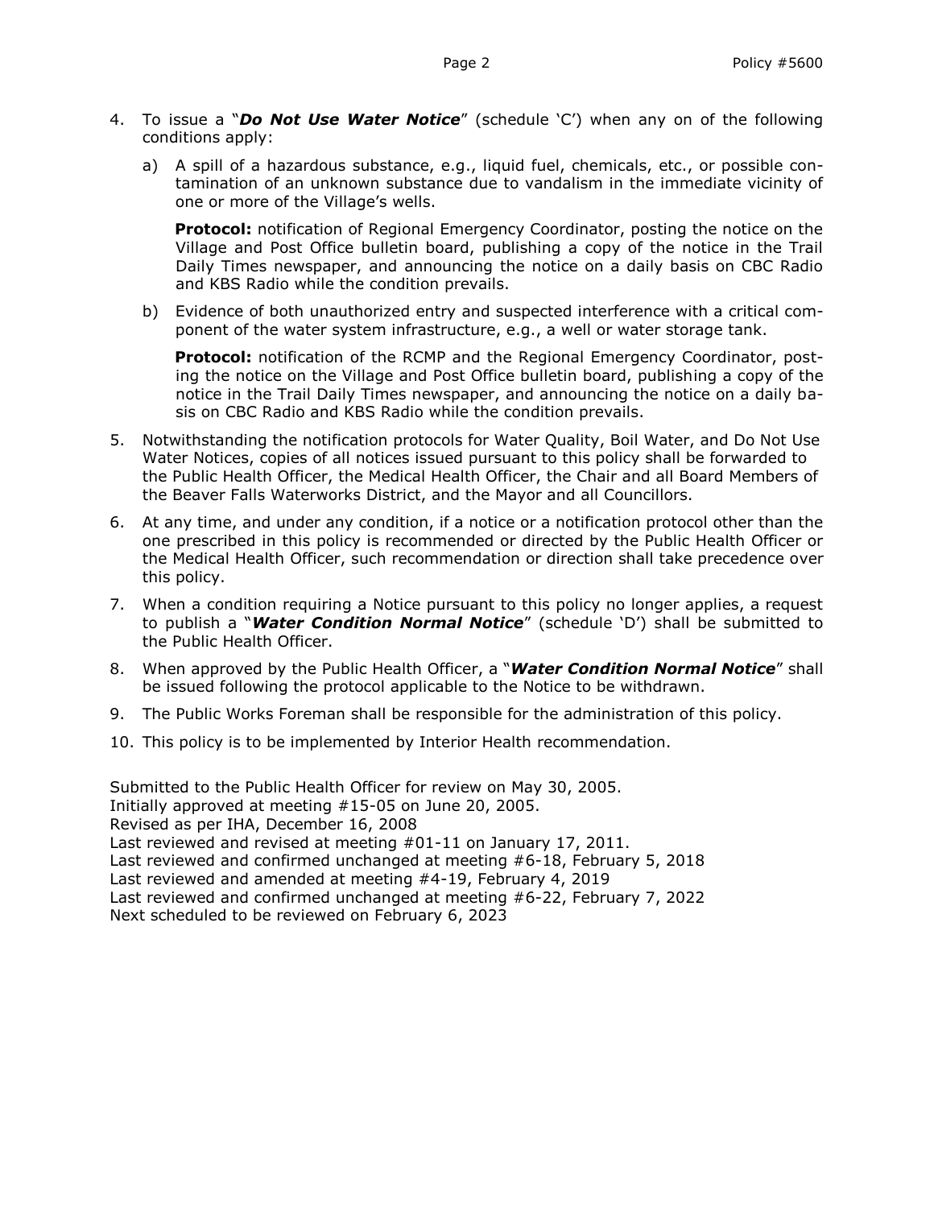4. To issue a "***Do Not Use Water Notice***" (schedule 'C') when any on of the following conditions apply:

   a) A spill of a hazardous substance, e.g., liquid fuel, chemicals, etc., or possible contamination of an unknown substance due to vandalism in the immediate vicinity of one or more of the Village's wells.

      **Protocol:** notification of Regional Emergency Coordinator, posting the notice on the Village and Post Office bulletin board, publishing a copy of the notice in the Trail Daily Times newspaper, and announcing the notice on a daily basis on CBC Radio and KBS Radio while the condition prevails.

   b) Evidence of both unauthorized entry and suspected interference with a critical component of the water system infrastructure, e.g., a well or water storage tank.

      **Protocol:** notification of the RCMP and the Regional Emergency Coordinator, posting the notice on the Village and Post Office bulletin board, publishing a copy of the notice in the Trail Daily Times newspaper, and announcing the notice on a daily basis on CBC Radio and KBS Radio while the condition prevails.

5. Notwithstanding the notification protocols for Water Quality, Boil Water, and Do Not Use Water Notices, copies of all notices issued pursuant to this policy shall be forwarded to the Public Health Officer, the Medical Health Officer, the Chair and all Board Members of the Beaver Falls Waterworks District, and the Mayor and all Councillors.

6. At any time, and under any condition, if a notice or a notification protocol other than the one prescribed in this policy is recommended or directed by the Public Health Officer or the Medical Health Officer, such recommendation or direction shall take precedence over this policy.

7. When a condition requiring a Notice pursuant to this policy no longer applies, a request to publish a "***Water Condition Normal Notice***" (schedule 'D') shall be submitted to the Public Health Officer.

8. When approved by the Public Health Officer, a "***Water Condition Normal Notice***" shall be issued following the protocol applicable to the Notice to be withdrawn.

9. The Public Works Foreman shall be responsible for the administration of this policy.

10. This policy is to be implemented by Interior Health recommendation.

Submitted to the Public Health Officer for review on May 30, 2005.
Initially approved at meeting #15-05 on June 20, 2005.
Revised as per IHA, December 16, 2008
Last reviewed and revised at meeting #01-11 on January 17, 2011.
Last reviewed and confirmed unchanged at meeting #6-18, February 5, 2018
Last reviewed and amended at meeting #4-19, February 4, 2019
Last reviewed and confirmed unchanged at meeting #6-22, February 7, 2022
Next scheduled to be reviewed on February 6, 2023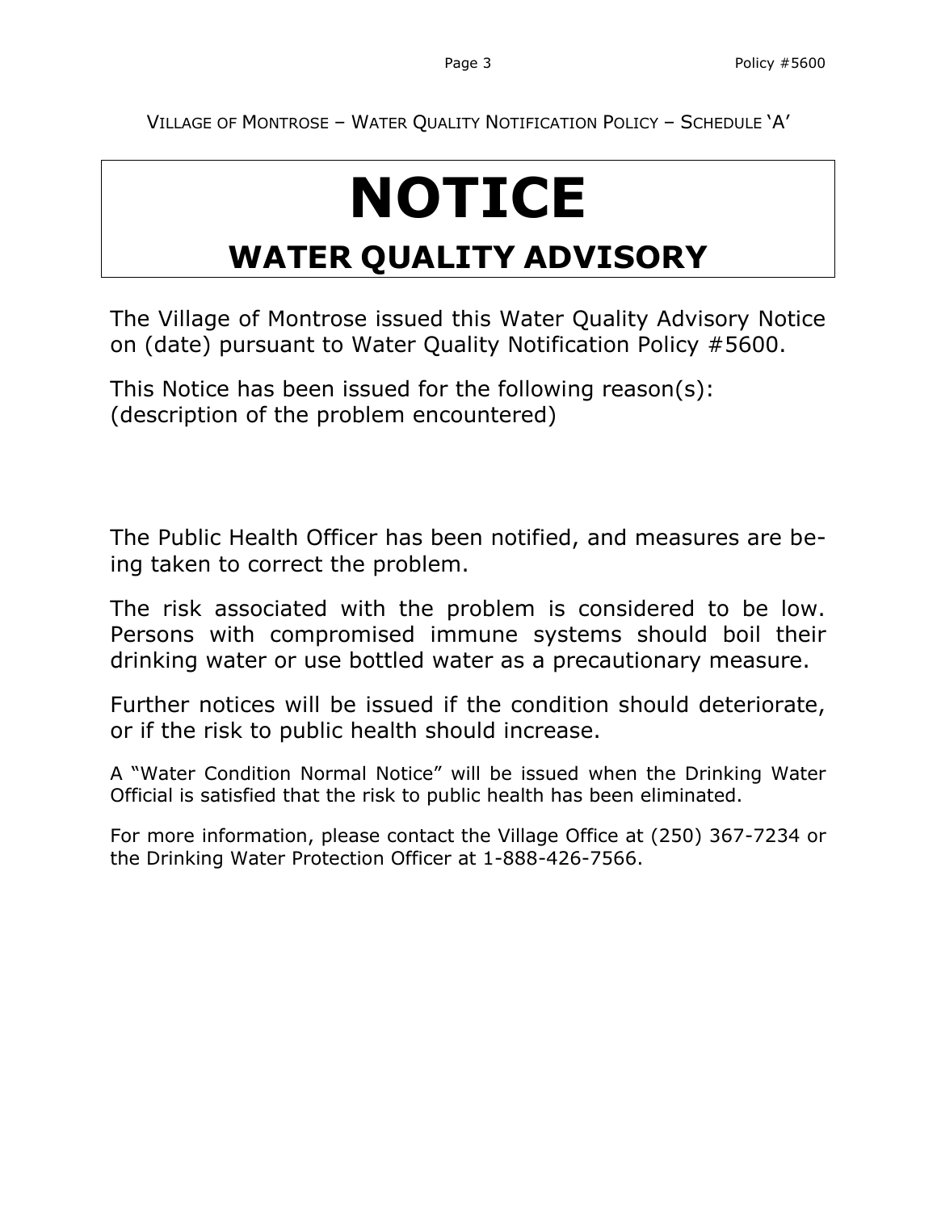VILLAGE OF MONTROSE – WATER QUALITY NOTIFICATION POLICY – SCHEDULE 'A'

# NOTICE

## WATER QUALITY ADVISORY

The Village of Montrose issued this Water Quality Advisory Notice on (date) pursuant to Water Quality Notification Policy #5600.

This Notice has been issued for the following reason(s):
(description of the problem encountered)

The Public Health Officer has been notified, and measures are being taken to correct the problem.

The risk associated with the problem is considered to be low. Persons with compromised immune systems should boil their drinking water or use bottled water as a precautionary measure.

Further notices will be issued if the condition should deteriorate, or if the risk to public health should increase.

A "Water Condition Normal Notice" will be issued when the Drinking Water Official is satisfied that the risk to public health has been eliminated.

For more information, please contact the Village Office at (250) 367-7234 or the Drinking Water Protection Officer at 1-888-426-7566.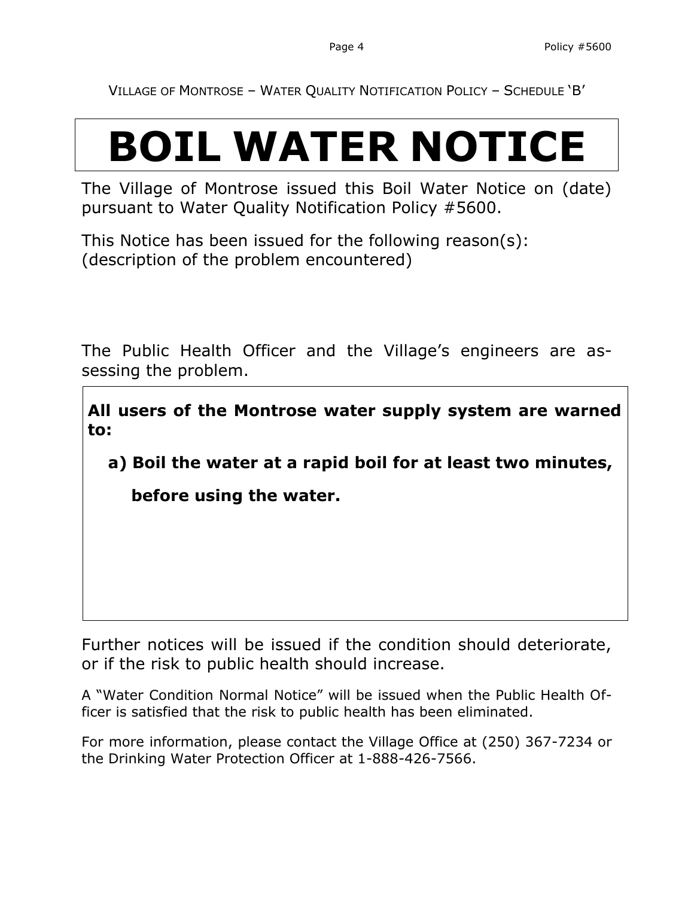VILLAGE OF MONTROSE – WATER QUALITY NOTIFICATION POLICY – SCHEDULE 'B'

# BOIL WATER NOTICE

The Village of Montrose issued this Boil Water Notice on (date) pursuant to Water Quality Notification Policy #5600.

This Notice has been issued for the following reason(s):
(description of the problem encountered)

The Public Health Officer and the Village's engineers are assessing the problem.

**All users of the Montrose water supply system are warned to:**

**a) Boil the water at a rapid boil for at least two minutes, before using the water.**

Further notices will be issued if the condition should deteriorate, or if the risk to public health should increase.

A "Water Condition Normal Notice" will be issued when the Public Health Officer is satisfied that the risk to public health has been eliminated.

For more information, please contact the Village Office at (250) 367-7234 or the Drinking Water Protection Officer at 1-888-426-7566.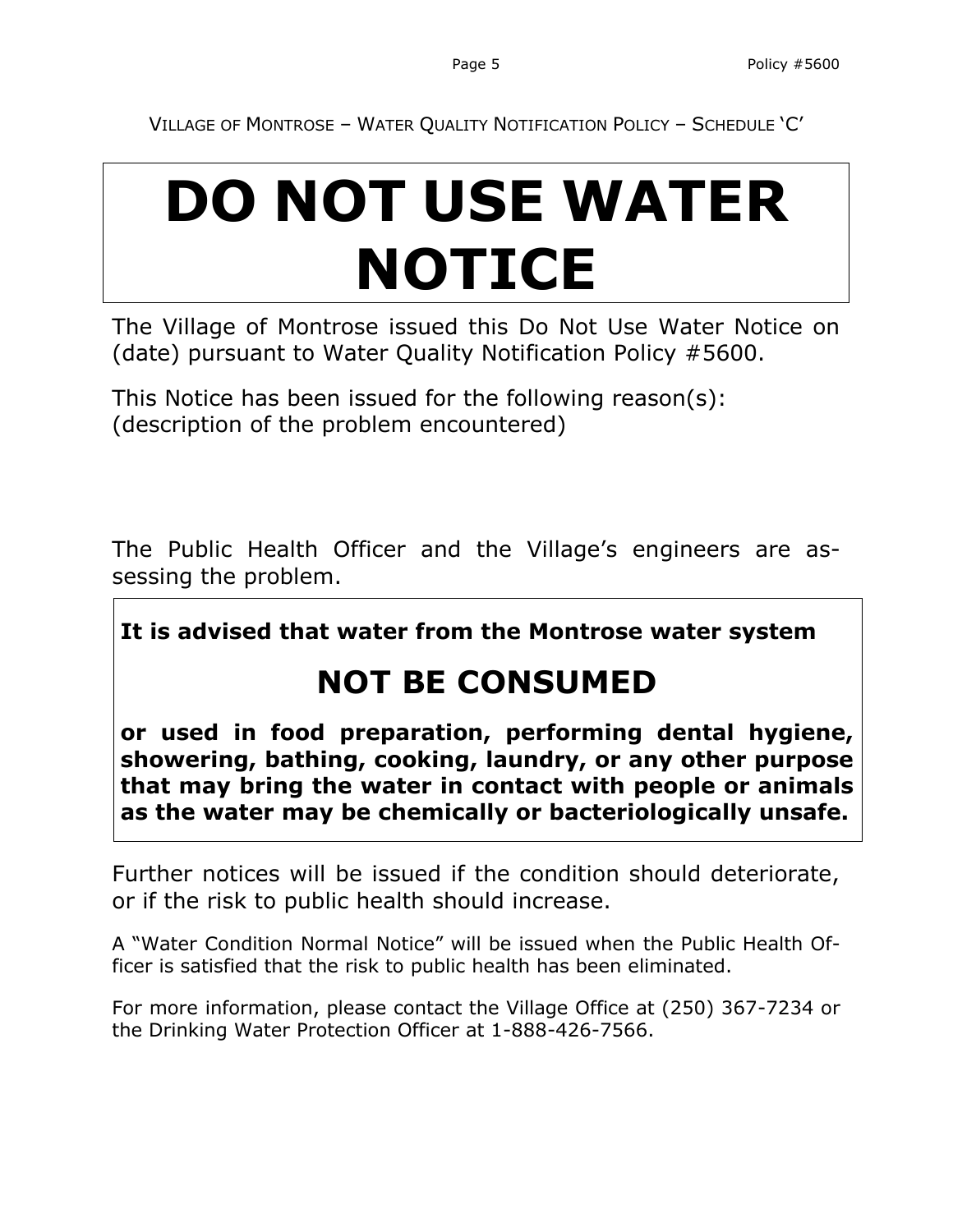VILLAGE OF MONTROSE – WATER QUALITY NOTIFICATION POLICY – SCHEDULE 'C'

# DO NOT USE WATER NOTICE

The Village of Montrose issued this Do Not Use Water Notice on (date) pursuant to Water Quality Notification Policy #5600.

This Notice has been issued for the following reason(s):
(description of the problem encountered)

The Public Health Officer and the Village's engineers are assessing the problem.

**It is advised that water from the Montrose water system**

## NOT BE CONSUMED

**or used in food preparation, performing dental hygiene, showering, bathing, cooking, laundry, or any other purpose that may bring the water in contact with people or animals as the water may be chemically or bacteriologically unsafe.**

Further notices will be issued if the condition should deteriorate, or if the risk to public health should increase.

A "Water Condition Normal Notice" will be issued when the Public Health Officer is satisfied that the risk to public health has been eliminated.

For more information, please contact the Village Office at (250) 367-7234 or the Drinking Water Protection Officer at 1-888-426-7566.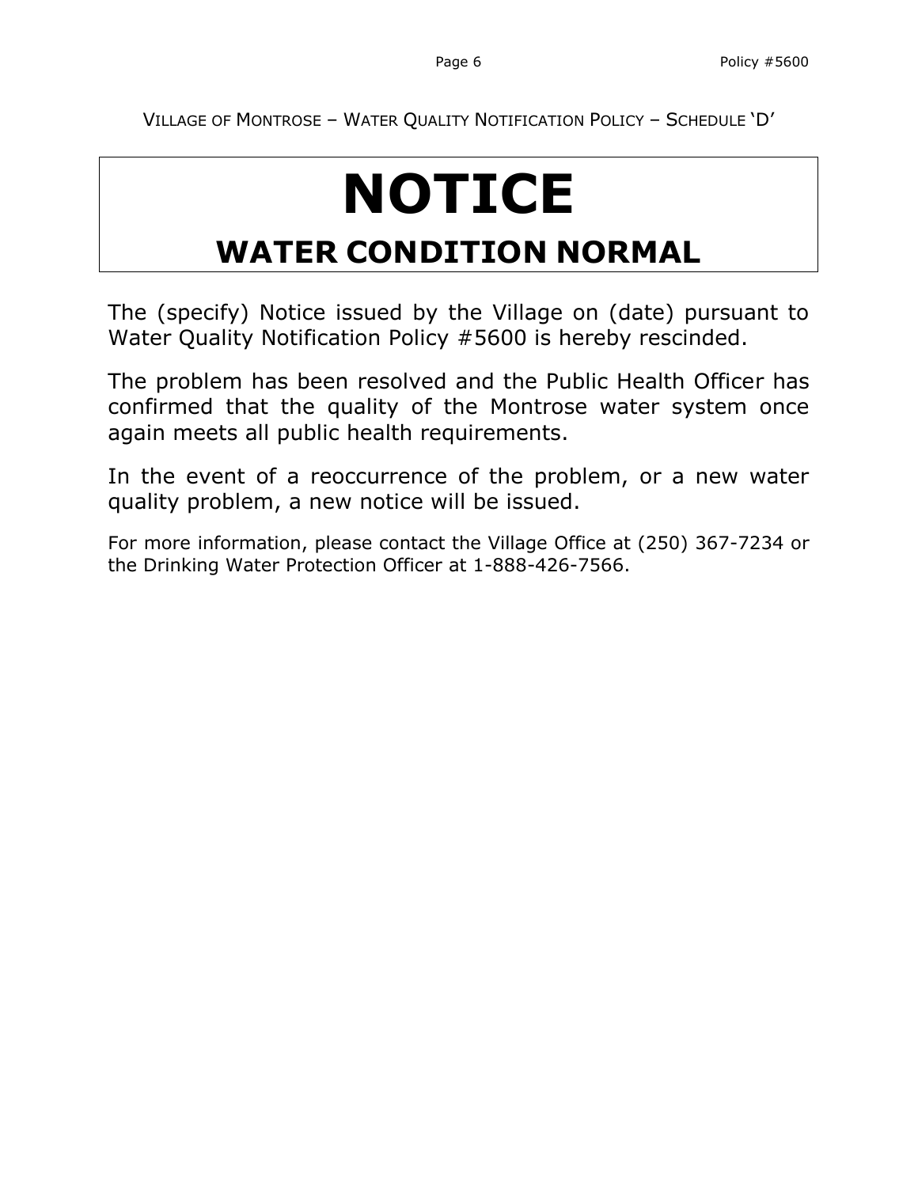VILLAGE OF MONTROSE – WATER QUALITY NOTIFICATION POLICY – SCHEDULE 'D'

# NOTICE

## WATER CONDITION NORMAL

The (specify) Notice issued by the Village on (date) pursuant to Water Quality Notification Policy #5600 is hereby rescinded.

The problem has been resolved and the Public Health Officer has confirmed that the quality of the Montrose water system once again meets all public health requirements.

In the event of a reoccurrence of the problem, or a new water quality problem, a new notice will be issued.

For more information, please contact the Village Office at (250) 367-7234 or the Drinking Water Protection Officer at 1-888-426-7566.